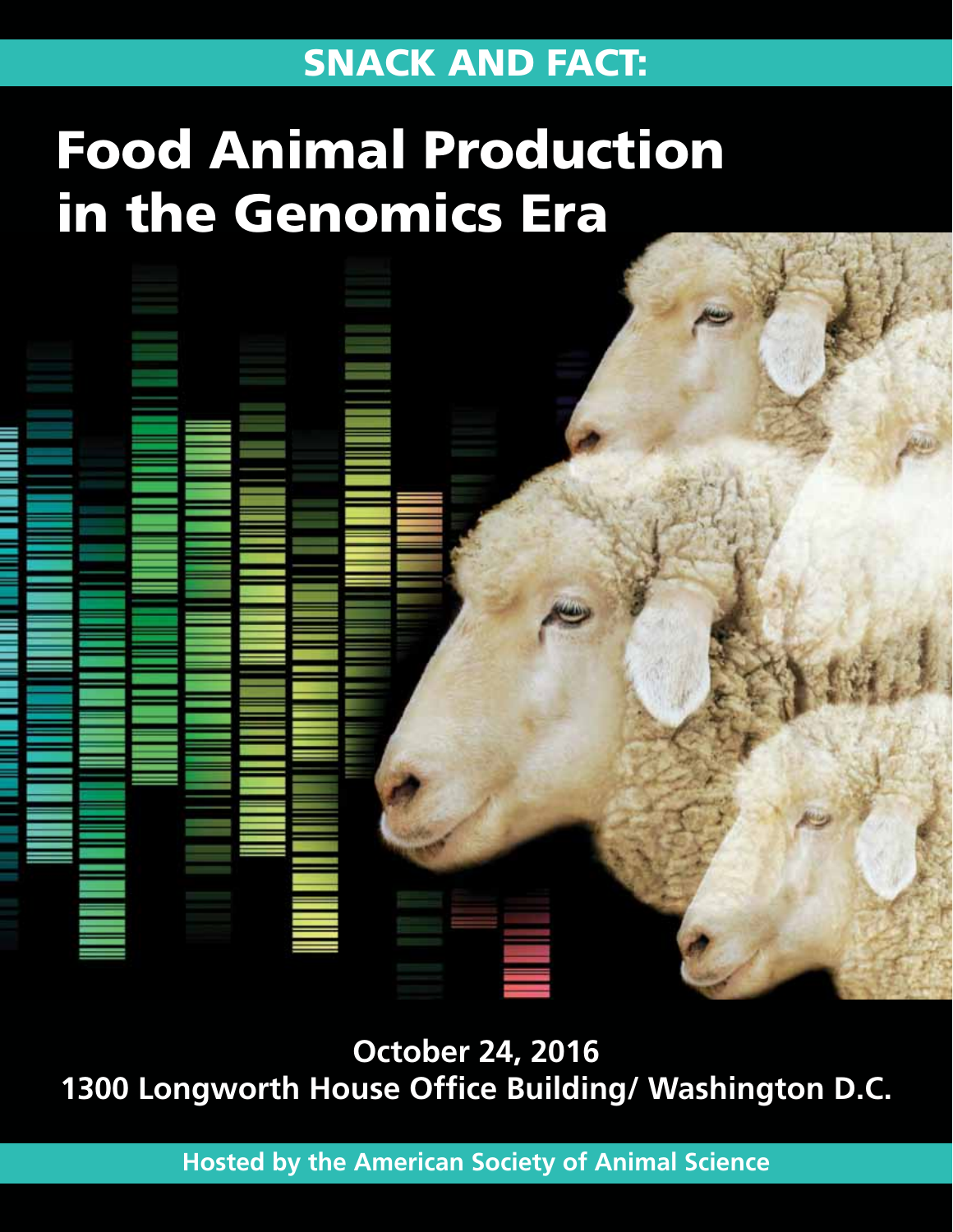## SNACK AND FACT:

# Food Animal Production in the Genomics Era

**October 24, 2016**
**1300 Longworth House Office Building/ Washington D.C.**

**Hosted by the American Society of Animal Science**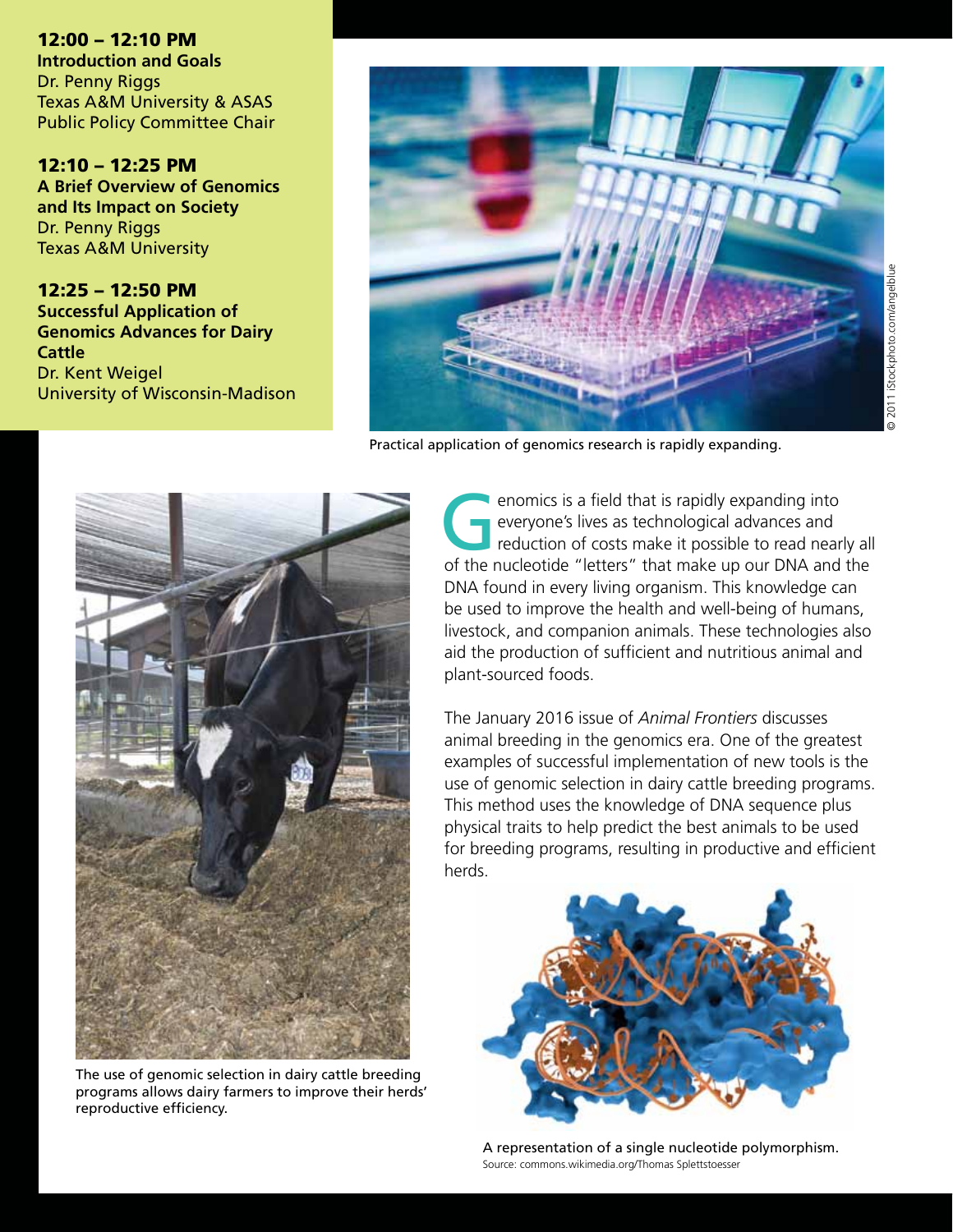**12:00 – 12:10 PM**
**Introduction and Goals**
Dr. Penny Riggs
Texas A&M University & ASAS
Public Policy Committee Chair

**12:10 – 12:25 PM**
**A Brief Overview of Genomics and Its Impact on Society**
Dr. Penny Riggs
Texas A&M University

**12:25 – 12:50 PM**
**Successful Application of Genomics Advances for Dairy Cattle**
Dr. Kent Weigel
University of Wisconsin-Madison

© 2011 iStockphoto.com/angelblue

Practical application of genomics research is rapidly expanding.

Genomics is a field that is rapidly expanding into everyone's lives as technological advances and reduction of costs make it possible to read nearly all of the nucleotide "letters" that make up our DNA and the DNA found in every living organism. This knowledge can be used to improve the health and well-being of humans, livestock, and companion animals. These technologies also aid the production of sufficient and nutritious animal and plant-sourced foods.

The January 2016 issue of *Animal Frontiers* discusses animal breeding in the genomics era. One of the greatest examples of successful implementation of new tools is the use of genomic selection in dairy cattle breeding programs. This method uses the knowledge of DNA sequence plus physical traits to help predict the best animals to be used for breeding programs, resulting in productive and efficient herds.

The use of genomic selection in dairy cattle breeding programs allows dairy farmers to improve their herds' reproductive efficiency.

A representation of a single nucleotide polymorphism.
Source: commons.wikimedia.org/Thomas Splettstoesser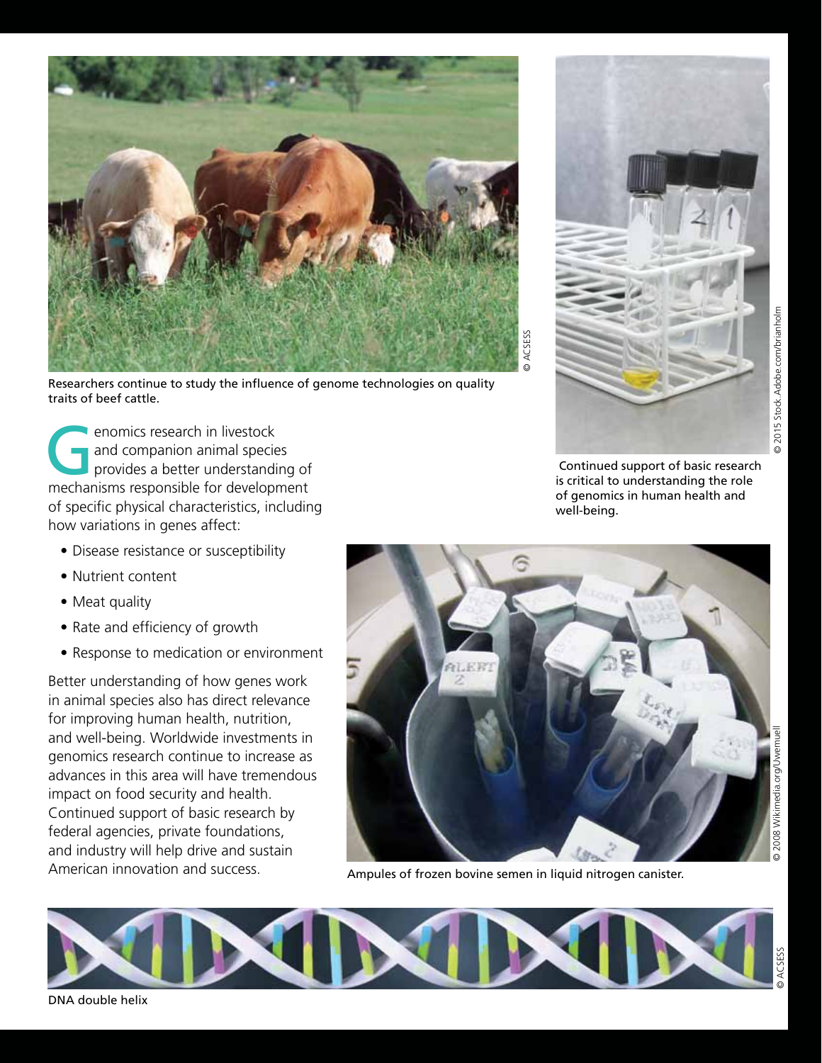Researchers continue to study the influence of genome technologies on quality traits of beef cattle.

Continued support of basic research is critical to understanding the role of genomics in human health and well-being.

Genomics research in livestock and companion animal species provides a better understanding of mechanisms responsible for development of specific physical characteristics, including how variations in genes affect:

- Disease resistance or susceptibility
- Nutrient content
- Meat quality
- Rate and efficiency of growth
- Response to medication or environment

Better understanding of how genes work in animal species also has direct relevance for improving human health, nutrition, and well-being. Worldwide investments in genomics research continue to increase as advances in this area will have tremendous impact on food security and health. Continued support of basic research by federal agencies, private foundations, and industry will help drive and sustain American innovation and success.

Ampules of frozen bovine semen in liquid nitrogen canister.

DNA double helix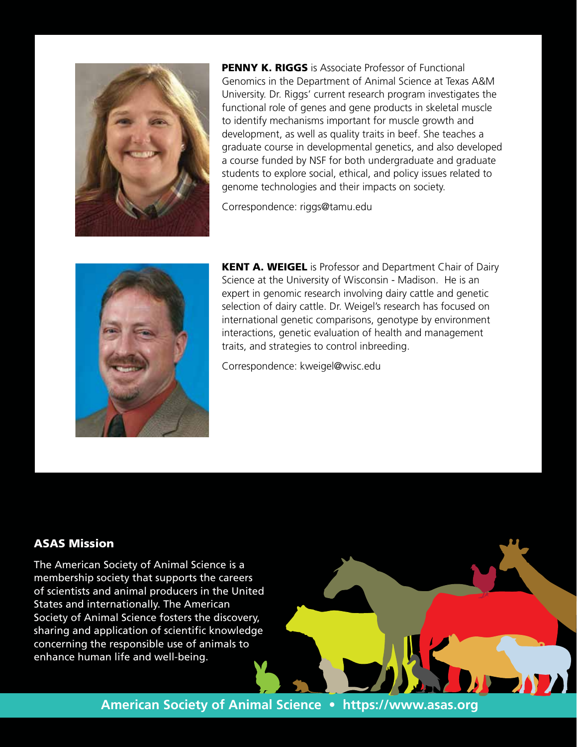**PENNY K. RIGGS** is Associate Professor of Functional Genomics in the Department of Animal Science at Texas A&M University. Dr. Riggs' current research program investigates the functional role of genes and gene products in skeletal muscle to identify mechanisms important for muscle growth and development, as well as quality traits in beef. She teaches a graduate course in developmental genetics, and also developed a course funded by NSF for both undergraduate and graduate students to explore social, ethical, and policy issues related to genome technologies and their impacts on society.

Correspondence: riggs@tamu.edu

**KENT A. WEIGEL** is Professor and Department Chair of Dairy Science at the University of Wisconsin - Madison. He is an expert in genomic research involving dairy cattle and genetic selection of dairy cattle. Dr. Weigel's research has focused on international genetic comparisons, genotype by environment interactions, genetic evaluation of health and management traits, and strategies to control inbreeding.

Correspondence: kweigel@wisc.edu

## ASAS Mission

The American Society of Animal Science is a membership society that supports the careers of scientists and animal producers in the United States and internationally. The American Society of Animal Science fosters the discovery, sharing and application of scientific knowledge concerning the responsible use of animals to enhance human life and well-being.

**American Society of Animal Science • https://www.asas.org**